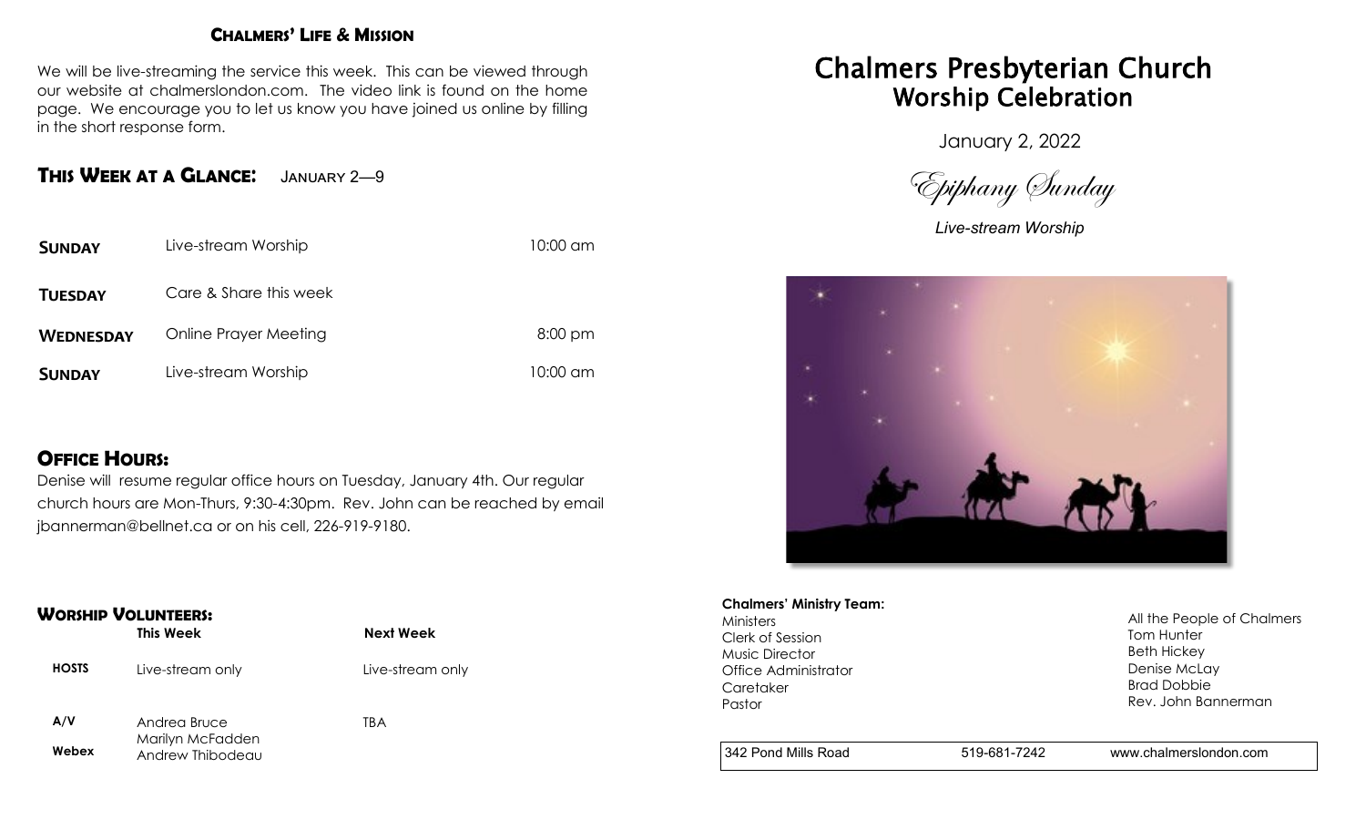## Chalmers' Life & Mission

We will be live-streaming the service this week. This can be viewed through our website at chalmerslondon.com. The video link is found on the home page. We encourage you to let us know you have joined us online by filling in the short response form.

## This Week at a Glance: January 2—9

| | | |
|---|---|---|
| **Sunday** | Live-stream Worship | 10:00 am |
| **Tuesday** | Care & Share this week | |
| **Wednesday** | Online Prayer Meeting | 8:00 pm |
| **Sunday** | Live-stream Worship | 10:00 am |

## Office Hours:

Denise will resume regular office hours on Tuesday, January 4th. Our regular church hours are Mon-Thurs, 9:30-4:30pm. Rev. John can be reached by email jbannerman@bellnet.ca or on his cell, 226-919-9180.

## Worship Volunteers:

| | This Week | Next Week |
|---|---|---|
| **HOSTS** | Live-stream only | Live-stream only |
| **A/V** | Andrea Bruce | TBA |
| **Webex** | Marilyn McFadden<br>Andrew Thibodeau | |

# Chalmers Presbyterian Church
## Worship Celebration

January 2, 2022

*Epiphany Sunday*

*Live-stream Worship*

**Chalmers' Ministry Team:**

| | |
|---|---|
| Ministers | All the People of Chalmers |
| Clerk of Session | Tom Hunter |
| Music Director | Beth Hickey |
| Office Administrator | Denise McLay |
| Caretaker | Brad Dobbie |
| Pastor | Rev. John Bannerman |

342 Pond Mills Road | 519-681-7242 | www.chalmerslondon.com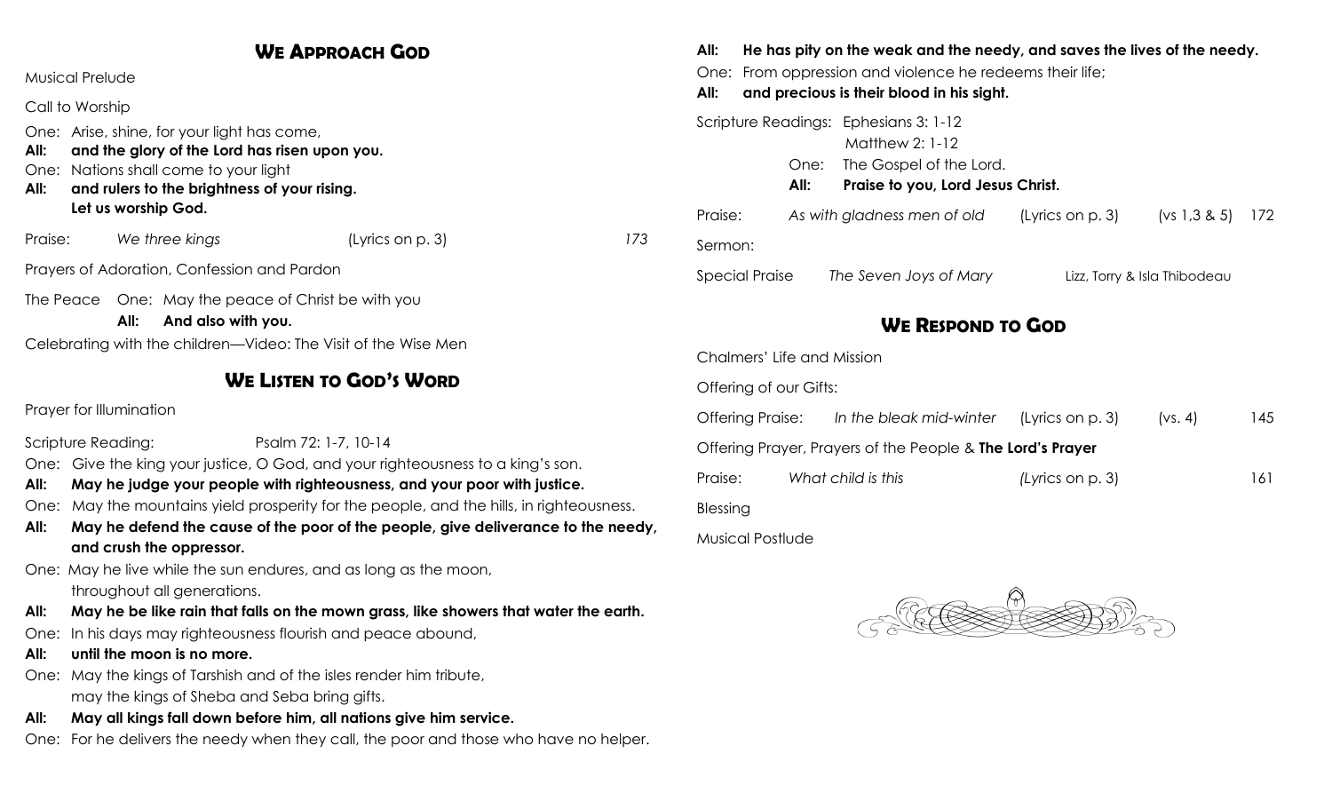## WE APPROACH GOD

Musical Prelude

Call to Worship

One: Arise, shine, for your light has come,
**All: and the glory of the Lord has risen upon you.**
One: Nations shall come to your light
**All: and rulers to the brightness of your rising.**
**Let us worship God.**

Praise: *We three kings* (Lyrics on p. 3) *173*

Prayers of Adoration, Confession and Pardon

The Peace One: May the peace of Christ be with you
**All: And also with you.**

Celebrating with the children—Video: The Visit of the Wise Men

## WE LISTEN TO GOD'S WORD

Prayer for Illumination

Scripture Reading: Psalm 72: 1-7, 10-14

One: Give the king your justice, O God, and your righteousness to a king's son.
**All: May he judge your people with righteousness, and your poor with justice.**
One: May the mountains yield prosperity for the people, and the hills, in righteousness.
**All: May he defend the cause of the poor of the people, give deliverance to the needy, and crush the oppressor.**
One: May he live while the sun endures, and as long as the moon, throughout all generations.
**All: May he be like rain that falls on the mown grass, like showers that water the earth.**
One: In his days may righteousness flourish and peace abound,
**All: until the moon is no more.**
One: May the kings of Tarshish and of the isles render him tribute, may the kings of Sheba and Seba bring gifts.
**All: May all kings fall down before him, all nations give him service.**
One: For he delivers the needy when they call, the poor and those who have no helper.
**All: He has pity on the weak and the needy, and saves the lives of the needy.**
One: From oppression and violence he redeems their life;
**All: and precious is their blood in his sight.**

Scripture Readings: Ephesians 3: 1-12
Matthew 2: 1-12
One: The Gospel of the Lord.
**All: Praise to you, Lord Jesus Christ.**

Praise: *As with gladness men of old* (Lyrics on p. 3) (vs 1,3 & 5) 172

Sermon:

Special Praise *The Seven Joys of Mary* Lizz, Torry & Isla Thibodeau

## WE RESPOND TO GOD

Chalmers' Life and Mission

Offering of our Gifts:

Offering Praise: *In the bleak mid-winter* (Lyrics on p. 3) (vs. 4) 145

Offering Prayer, Prayers of the People & **The Lord's Prayer**

Praise: *What child is this* (Lyrics on p. 3) 161

Blessing

Musical Postlude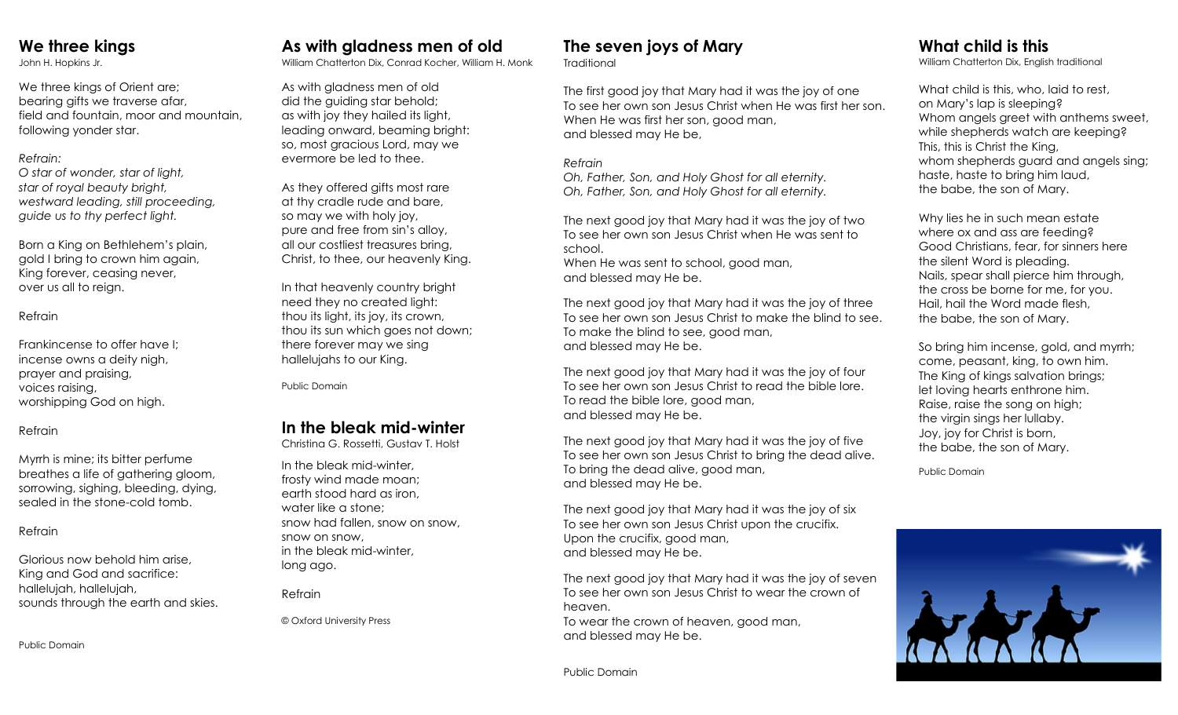## We three kings

John H. Hopkins Jr.

We three kings of Orient are;
bearing gifts we traverse afar,
field and fountain, moor and mountain,
following yonder star.

*Refrain:*
*O star of wonder, star of light,*
*star of royal beauty bright,*
*westward leading, still proceeding,*
*guide us to thy perfect light.*

Born a King on Bethlehem's plain,
gold I bring to crown him again,
King forever, ceasing never,
over us all to reign.

Refrain

Frankincense to offer have I;
incense owns a deity nigh,
prayer and praising,
voices raising,
worshipping God on high.

Refrain

Myrrh is mine; its bitter perfume
breathes a life of gathering gloom,
sorrowing, sighing, bleeding, dying,
sealed in the stone-cold tomb.

Refrain

Glorious now behold him arise,
King and God and sacrifice:
hallelujah, hallelujah,
sounds through the earth and skies.

Public Domain

## As with gladness men of old

William Chatterton Dix, Conrad Kocher, William H. Monk

As with gladness men of old
did the guiding star behold;
as with joy they hailed its light,
leading onward, beaming bright:
so, most gracious Lord, may we
evermore be led to thee.

As they offered gifts most rare
at thy cradle rude and bare,
so may we with holy joy,
pure and free from sin's alloy,
all our costliest treasures bring,
Christ, to thee, our heavenly King.

In that heavenly country bright
need they no created light:
thou its light, its joy, its crown,
thou its sun which goes not down;
there forever may we sing
hallelujahs to our King.

Public Domain

## In the bleak mid-winter

Christina G. Rossetti, Gustav T. Holst

In the bleak mid-winter,
frosty wind made moan;
earth stood hard as iron,
water like a stone;
snow had fallen, snow on snow,
snow on snow,
in the bleak mid-winter,
long ago.

Refrain

© Oxford University Press

## The seven joys of Mary

Traditional

The first good joy that Mary had it was the joy of one
To see her own son Jesus Christ when He was first her son.
When He was first her son, good man,
and blessed may He be,

*Refrain*
*Oh, Father, Son, and Holy Ghost for all eternity.*
*Oh, Father, Son, and Holy Ghost for all eternity.*

The next good joy that Mary had it was the joy of two
To see her own son Jesus Christ when He was sent to school.
When He was sent to school, good man,
and blessed may He be.

The next good joy that Mary had it was the joy of three
To see her own son Jesus Christ to make the blind to see.
To make the blind to see, good man,
and blessed may He be.

The next good joy that Mary had it was the joy of four
To see her own son Jesus Christ to read the bible lore.
To read the bible lore, good man,
and blessed may He be.

The next good joy that Mary had it was the joy of five
To see her own son Jesus Christ to bring the dead alive.
To bring the dead alive, good man,
and blessed may He be.

The next good joy that Mary had it was the joy of six
To see her own son Jesus Christ upon the crucifix.
Upon the crucifix, good man,
and blessed may He be.

The next good joy that Mary had it was the joy of seven
To see her own son Jesus Christ to wear the crown of heaven.
To wear the crown of heaven, good man,
and blessed may He be.

Public Domain

## What child is this

William Chatterton Dix, English traditional

What child is this, who, laid to rest,
on Mary's lap is sleeping?
Whom angels greet with anthems sweet,
while shepherds watch are keeping?
This, this is Christ the King,
whom shepherds guard and angels sing;
haste, haste to bring him laud,
the babe, the son of Mary.

Why lies he in such mean estate
where ox and ass are feeding?
Good Christians, fear, for sinners here
the silent Word is pleading.
Nails, spear shall pierce him through,
the cross be borne for me, for you.
Hail, hail the Word made flesh,
the babe, the son of Mary.

So bring him incense, gold, and myrrh;
come, peasant, king, to own him.
The King of kings salvation brings;
let loving hearts enthrone him.
Raise, raise the song on high;
the virgin sings her lullaby.
Joy, joy for Christ is born,
the babe, the son of Mary.

Public Domain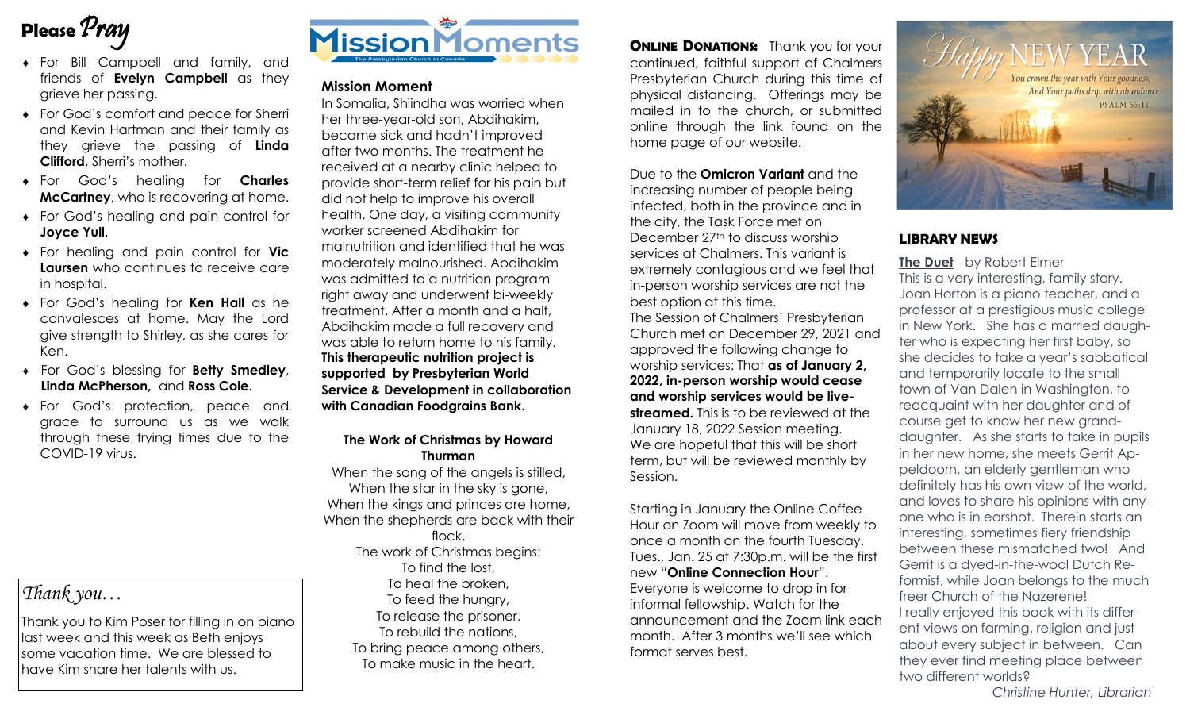# Please *Pray*

- For Bill Campbell and family, and friends of **Evelyn Campbell** as they grieve her passing.
- For God's comfort and peace for Sherri and Kevin Hartman and their family as they grieve the passing of **Linda Clifford**, Sherri's mother.
- For God's healing for **Charles McCartney**, who is recovering at home.
- For God's healing and pain control for **Joyce Yull.**
- For healing and pain control for **Vic Laursen** who continues to receive care in hospital.
- For God's healing for **Ken Hall** as he convalesces at home. May the Lord give strength to Shirley, as she cares for Ken.
- For God's blessing for **Betty Smedley**, **Linda McPherson,** and **Ross Cole.**
- For God's protection, peace and grace to surround us as we walk through these trying times due to the COVID-19 virus.

## *Thank you…*

Thank you to Kim Poser for filling in on piano last week and this week as Beth enjoys some vacation time. We are blessed to have Kim share her talents with us.

# Mission Moments

The Presbyterian Church in Canada

### Mission Moment

In Somalia, Shiindha was worried when her three-year-old son, Abdihakim, became sick and hadn't improved after two months. The treatment he received at a nearby clinic helped to provide short-term relief for his pain but did not help to improve his overall health. One day, a visiting community worker screened Abdihakim for malnutrition and identified that he was moderately malnourished. Abdihakim was admitted to a nutrition program right away and underwent bi-weekly treatment. After a month and a half, Abdihakim made a full recovery and was able to return home to his family. **This therapeutic nutrition project is supported by Presbyterian World Service & Development in collaboration with Canadian Foodgrains Bank.**

**The Work of Christmas by Howard Thurman**

When the song of the angels is stilled,
When the star in the sky is gone,
When the kings and princes are home,
When the shepherds are back with their flock,
The work of Christmas begins:
To find the lost,
To heal the broken,
To feed the hungry,
To release the prisoner,
To rebuild the nations,
To bring peace among others,
To make music in the heart.

**ONLINE DONATIONS:** Thank you for your continued, faithful support of Chalmers Presbyterian Church during this time of physical distancing. Offerings may be mailed in to the church, or submitted online through the link found on the home page of our website.

Due to the **Omicron Variant** and the increasing number of people being infected, both in the province and in the city, the Task Force met on December 27th to discuss worship services at Chalmers. This variant is extremely contagious and we feel that in-person worship services are not the best option at this time.
The Session of Chalmers' Presbyterian Church met on December 29, 2021 and approved the following change to worship services: That **as of January 2, 2022, in-person worship would cease and worship services would be live-streamed.** This is to be reviewed at the January 18, 2022 Session meeting. We are hopeful that this will be short term, but will be reviewed monthly by Session.

Starting in January the Online Coffee Hour on Zoom will move from weekly to once a month on the fourth Tuesday. Tues., Jan. 25 at 7:30p.m. will be the first new "**Online Connection Hour**". Everyone is welcome to drop in for informal fellowship. Watch for the announcement and the Zoom link each month. After 3 months we'll see which format serves best.

*Happy* NEW YEAR
You crown the year with Your goodness,
And Your paths drip with abundance.
PSALM 65:11

## LIBRARY NEWS

**The Duet** - by Robert Elmer
This is a very interesting, family story. Joan Horton is a piano teacher, and a professor at a prestigious music college in New York. She has a married daughter who is expecting her first baby, so she decides to take a year's sabbatical and temporarily locate to the small town of Van Dalen in Washington, to reacquaint with her daughter and of course get to know her new granddaughter. As she starts to take in pupils in her new home, she meets Gerrit Appeldoorn, an elderly gentleman who definitely has his own view of the world, and loves to share his opinions with anyone who is in earshot. Therein starts an interesting, sometimes fiery friendship between these mismatched two! And Gerrit is a dyed-in-the-wool Dutch Reformist, while Joan belongs to the much freer Church of the Nazerene!
I really enjoyed this book with its different views on farming, religion and just about every subject in between. Can they ever find meeting place between two different worlds?

*Christine Hunter, Librarian*